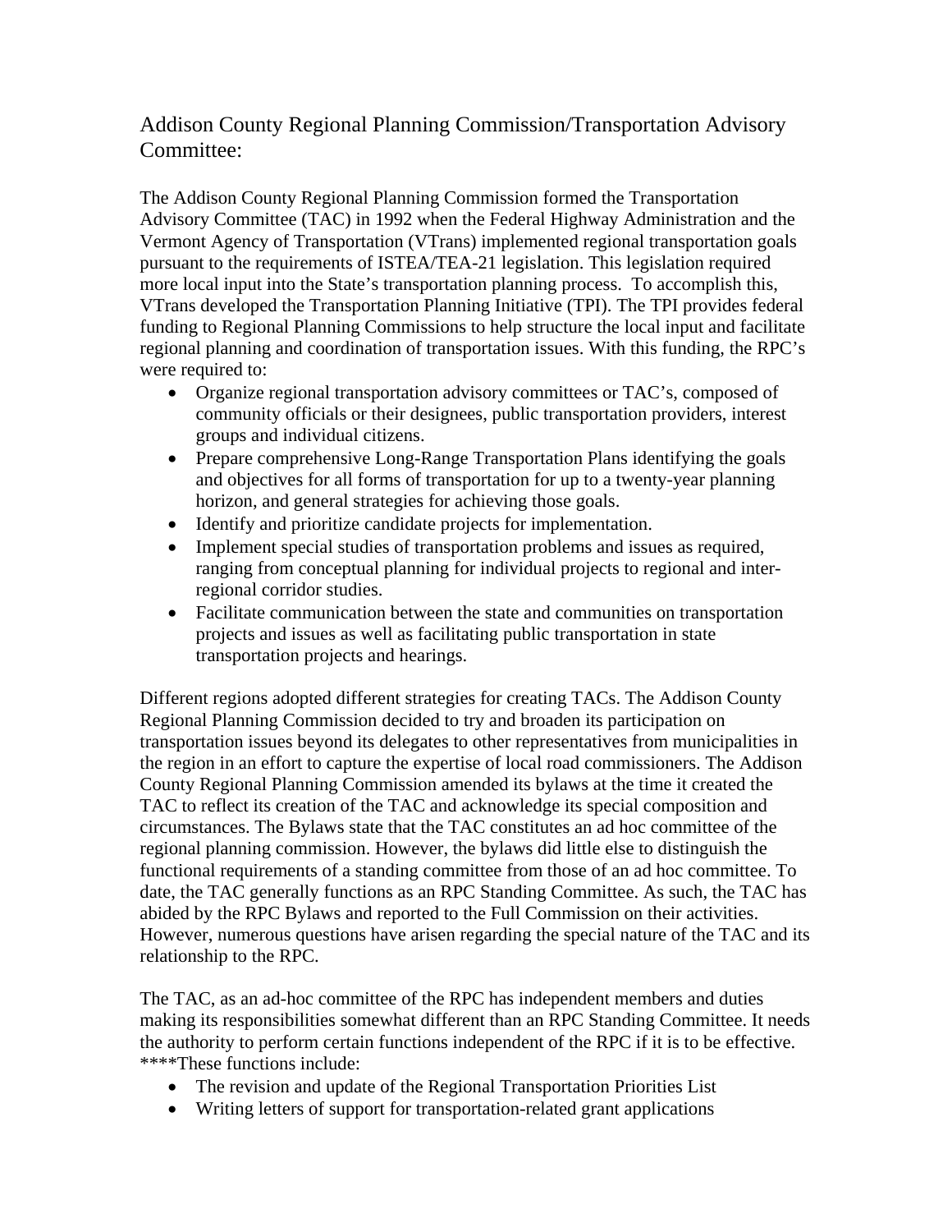# Addison County Regional Planning Commission/Transportation Advisory Committee:

The Addison County Regional Planning Commission formed the Transportation Advisory Committee (TAC) in 1992 when the Federal Highway Administration and the Vermont Agency of Transportation (VTrans) implemented regional transportation goals pursuant to the requirements of ISTEA/TEA-21 legislation. This legislation required more local input into the State's transportation planning process. To accomplish this, VTrans developed the Transportation Planning Initiative (TPI). The TPI provides federal funding to Regional Planning Commissions to help structure the local input and facilitate regional planning and coordination of transportation issues. With this funding, the RPC's were required to:

- Organize regional transportation advisory committees or TAC's, composed of community officials or their designees, public transportation providers, interest groups and individual citizens.
- Prepare comprehensive Long-Range Transportation Plans identifying the goals and objectives for all forms of transportation for up to a twenty-year planning horizon, and general strategies for achieving those goals.
- Identify and prioritize candidate projects for implementation.
- Implement special studies of transportation problems and issues as required, ranging from conceptual planning for individual projects to regional and inter-regional corridor studies.
- Facilitate communication between the state and communities on transportation projects and issues as well as facilitating public transportation in state transportation projects and hearings.

Different regions adopted different strategies for creating TACs. The Addison County Regional Planning Commission decided to try and broaden its participation on transportation issues beyond its delegates to other representatives from municipalities in the region in an effort to capture the expertise of local road commissioners. The Addison County Regional Planning Commission amended its bylaws at the time it created the TAC to reflect its creation of the TAC and acknowledge its special composition and circumstances. The Bylaws state that the TAC constitutes an ad hoc committee of the regional planning commission. However, the bylaws did little else to distinguish the functional requirements of a standing committee from those of an ad hoc committee. To date, the TAC generally functions as an RPC Standing Committee. As such, the TAC has abided by the RPC Bylaws and reported to the Full Commission on their activities. However, numerous questions have arisen regarding the special nature of the TAC and its relationship to the RPC.

The TAC, as an ad-hoc committee of the RPC has independent members and duties making its responsibilities somewhat different than an RPC Standing Committee. It needs the authority to perform certain functions independent of the RPC if it is to be effective. ****These functions include:

- The revision and update of the Regional Transportation Priorities List
- Writing letters of support for transportation-related grant applications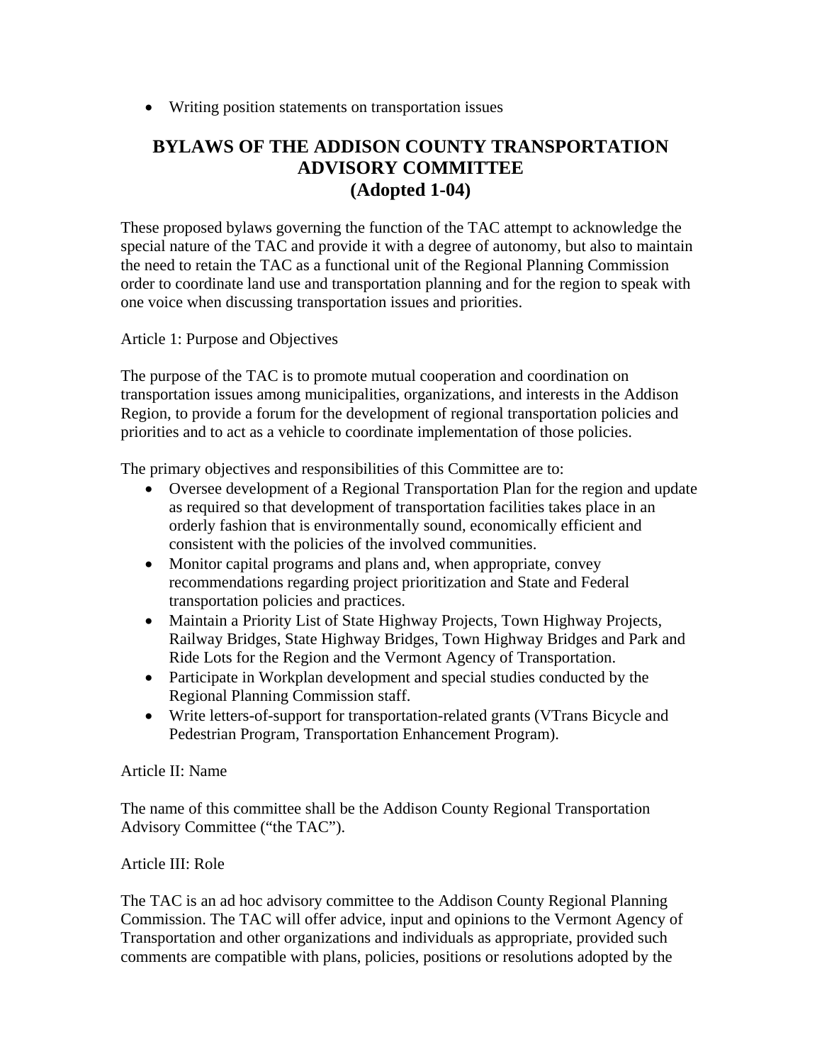- Writing position statements on transportation issues

# BYLAWS OF THE ADDISON COUNTY TRANSPORTATION ADVISORY COMMITTEE (Adopted 1-04)

These proposed bylaws governing the function of the TAC attempt to acknowledge the special nature of the TAC and provide it with a degree of autonomy, but also to maintain the need to retain the TAC as a functional unit of the Regional Planning Commission order to coordinate land use and transportation planning and for the region to speak with one voice when discussing transportation issues and priorities.

Article 1: Purpose and Objectives

The purpose of the TAC is to promote mutual cooperation and coordination on transportation issues among municipalities, organizations, and interests in the Addison Region, to provide a forum for the development of regional transportation policies and priorities and to act as a vehicle to coordinate implementation of those policies.

The primary objectives and responsibilities of this Committee are to:

- Oversee development of a Regional Transportation Plan for the region and update as required so that development of transportation facilities takes place in an orderly fashion that is environmentally sound, economically efficient and consistent with the policies of the involved communities.
- Monitor capital programs and plans and, when appropriate, convey recommendations regarding project prioritization and State and Federal transportation policies and practices.
- Maintain a Priority List of State Highway Projects, Town Highway Projects, Railway Bridges, State Highway Bridges, Town Highway Bridges and Park and Ride Lots for the Region and the Vermont Agency of Transportation.
- Participate in Workplan development and special studies conducted by the Regional Planning Commission staff.
- Write letters-of-support for transportation-related grants (VTrans Bicycle and Pedestrian Program, Transportation Enhancement Program).

Article II: Name

The name of this committee shall be the Addison County Regional Transportation Advisory Committee ("the TAC").

Article III: Role

The TAC is an ad hoc advisory committee to the Addison County Regional Planning Commission. The TAC will offer advice, input and opinions to the Vermont Agency of Transportation and other organizations and individuals as appropriate, provided such comments are compatible with plans, policies, positions or resolutions adopted by the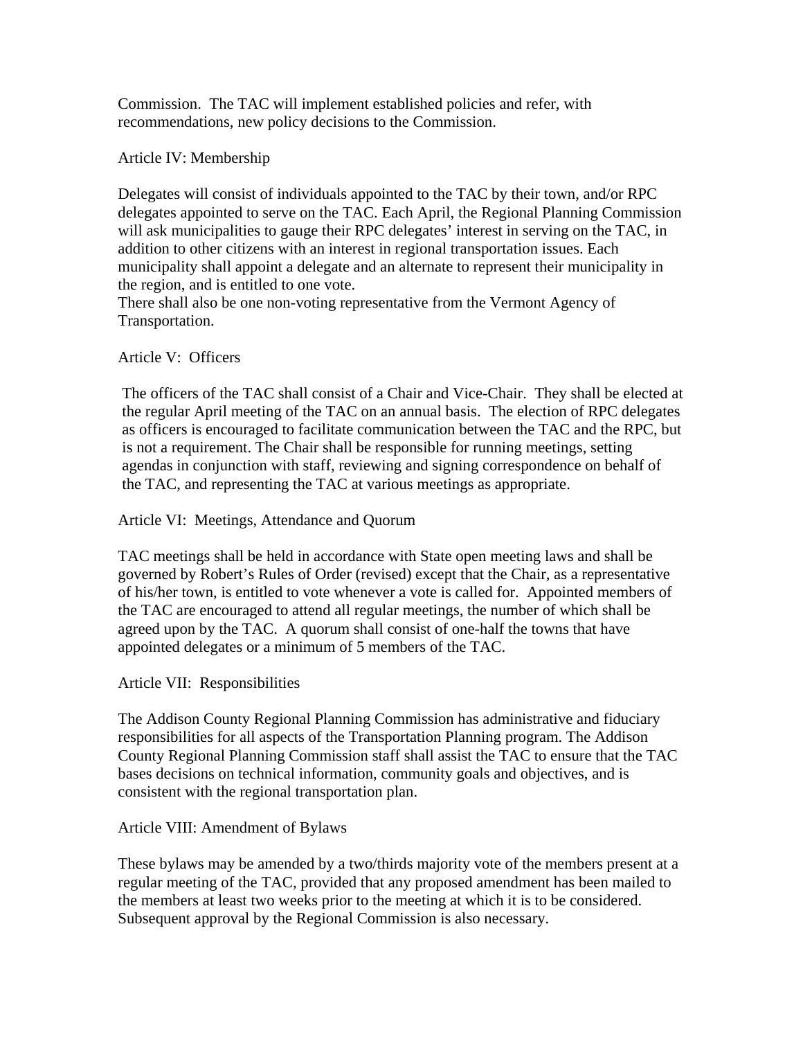Commission. The TAC will implement established policies and refer, with recommendations, new policy decisions to the Commission.

Article IV: Membership

Delegates will consist of individuals appointed to the TAC by their town, and/or RPC delegates appointed to serve on the TAC. Each April, the Regional Planning Commission will ask municipalities to gauge their RPC delegates' interest in serving on the TAC, in addition to other citizens with an interest in regional transportation issues. Each municipality shall appoint a delegate and an alternate to represent their municipality in the region, and is entitled to one vote.
There shall also be one non-voting representative from the Vermont Agency of Transportation.

Article V: Officers

The officers of the TAC shall consist of a Chair and Vice-Chair. They shall be elected at the regular April meeting of the TAC on an annual basis. The election of RPC delegates as officers is encouraged to facilitate communication between the TAC and the RPC, but is not a requirement. The Chair shall be responsible for running meetings, setting agendas in conjunction with staff, reviewing and signing correspondence on behalf of the TAC, and representing the TAC at various meetings as appropriate.

Article VI: Meetings, Attendance and Quorum

TAC meetings shall be held in accordance with State open meeting laws and shall be governed by Robert's Rules of Order (revised) except that the Chair, as a representative of his/her town, is entitled to vote whenever a vote is called for. Appointed members of the TAC are encouraged to attend all regular meetings, the number of which shall be agreed upon by the TAC. A quorum shall consist of one-half the towns that have appointed delegates or a minimum of 5 members of the TAC.

Article VII: Responsibilities

The Addison County Regional Planning Commission has administrative and fiduciary responsibilities for all aspects of the Transportation Planning program. The Addison County Regional Planning Commission staff shall assist the TAC to ensure that the TAC bases decisions on technical information, community goals and objectives, and is consistent with the regional transportation plan.

Article VIII: Amendment of Bylaws

These bylaws may be amended by a two/thirds majority vote of the members present at a regular meeting of the TAC, provided that any proposed amendment has been mailed to the members at least two weeks prior to the meeting at which it is to be considered. Subsequent approval by the Regional Commission is also necessary.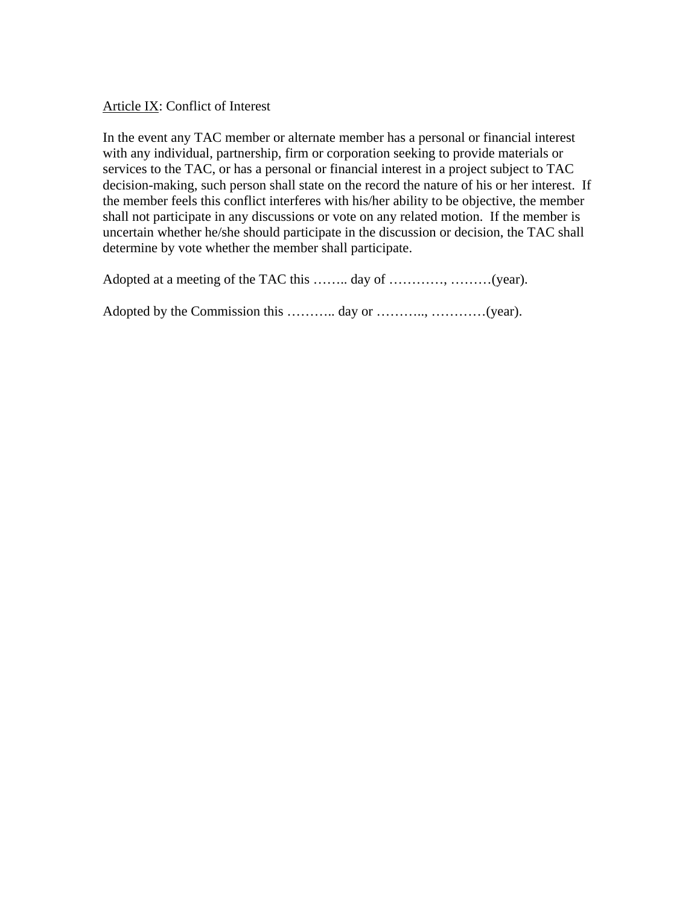<u>Article IX</u>: Conflict of Interest

In the event any TAC member or alternate member has a personal or financial interest with any individual, partnership, firm or corporation seeking to provide materials or services to the TAC, or has a personal or financial interest in a project subject to TAC decision-making, such person shall state on the record the nature of his or her interest. If the member feels this conflict interferes with his/her ability to be objective, the member shall not participate in any discussions or vote on any related motion. If the member is uncertain whether he/she should participate in the discussion or decision, the TAC shall determine by vote whether the member shall participate.

Adopted at a meeting of the TAC this …….. day of …………, ………(year).

Adopted by the Commission this ……….. day or ……….., …………(year).